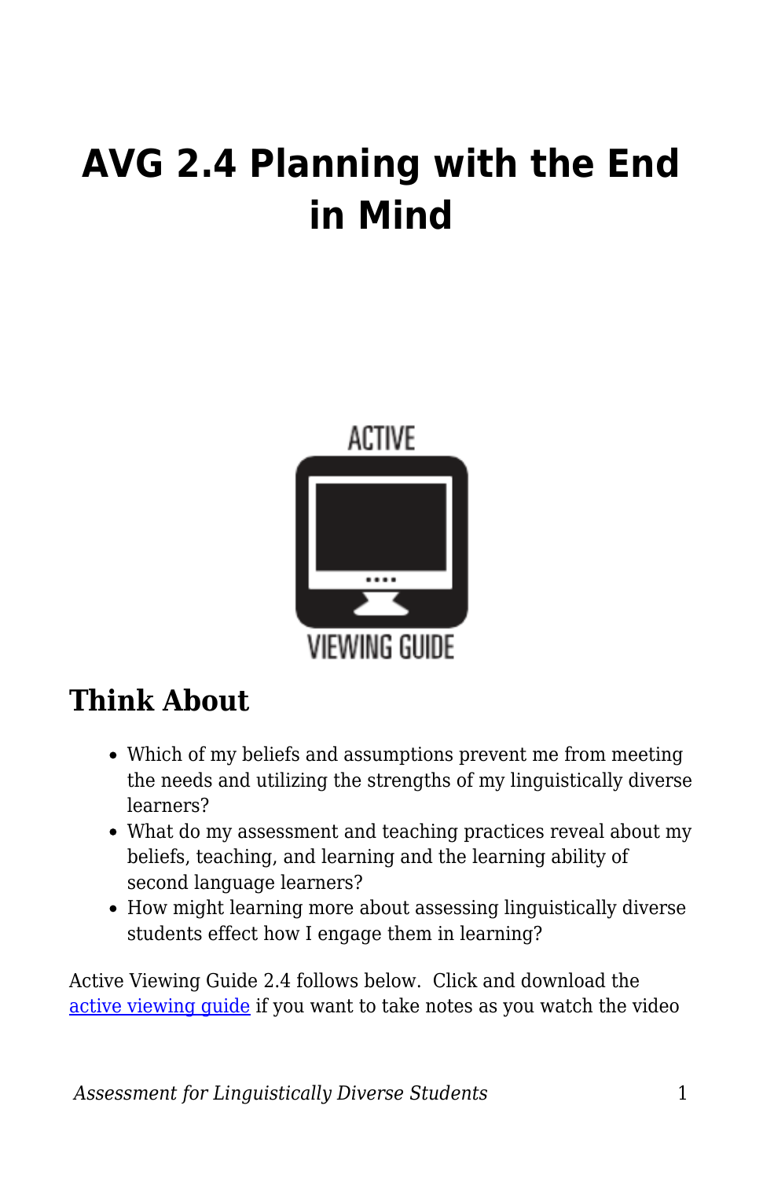# AVG 2.4 Planning with the End in Mind

## Think About

- Which of my beliefs and assumptions prevent me from meeting the needs and utilizing the strengths of my linguistically diverse learners?
- What do my assessment and teaching practices reveal about my beliefs, teaching, and learning and the learning ability of second language learners?
- How might learning more about assessing linguistically diverse students effect how I engage them in learning?

Active Viewing Guide 2.4 follows below. Click and download the active viewing guide if you want to take notes as you watch the video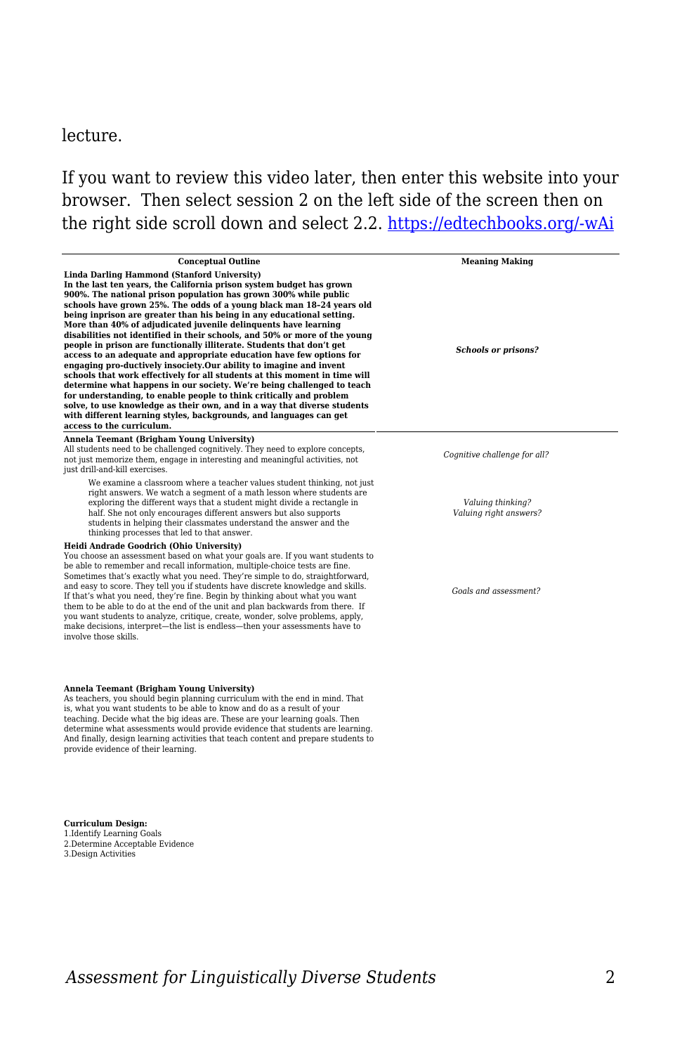lecture.

If you want to review this video later, then enter this website into your browser. Then select session 2 on the left side of the screen then on the right side scroll down and select 2.2. https://edtechbooks.org/-wAi

| Conceptual Outline | Meaning Making |
|---|---|
| **Linda Darling Hammond (Stanford University)** **In the last ten years, the California prison system budget has grown 900%. The national prison population has grown 300% while public schools have grown 25%. The odds of a young black man 18–24 years old being inprison are greater than his being in any educational setting. More than 40% of adjudicated juvenile delinquents have learning disabilities not identified in their schools, and 50% or more of the young people in prison are functionally illiterate. Students that don't get access to an adequate and appropriate education have few options for engaging pro-ductively insociety.Our ability to imagine and invent schools that work effectively for all students at this moment in time will determine what happens in our society. We're being challenged to teach for understanding, to enable people to think critically and problem solve, to use knowledge as their own, and in a way that diverse students with different learning styles, backgrounds, and languages can get access to the curriculum.** | ***Schools or prisons?*** |
| **Annela Teemant (Brigham Young University)** All students need to be challenged cognitively. They need to explore concepts, not just memorize them, engage in interesting and meaningful activities, not just drill-and-kill exercises. | *Cognitive challenge for all?* |
| We examine a classroom where a teacher values student thinking, not just right answers. We watch a segment of a math lesson where students are exploring the different ways that a student might divide a rectangle in half. She not only encourages different answers but also supports students in helping their classmates understand the answer and the thinking processes that led to that answer. | *Valuing thinking?* *Valuing right answers?* |
| **Heidi Andrade Goodrich (Ohio University)** You choose an assessment based on what your goals are. If you want students to be able to remember and recall information, multiple-choice tests are fine. Sometimes that's exactly what you need. They're simple to do, straightforward, and easy to score. They tell you if students have discrete knowledge and skills. If that's what you need, they're fine. Begin by thinking about what you want them to be able to do at the end of the unit and plan backwards from there. If you want students to analyze, critique, create, wonder, solve problems, apply, make decisions, interpret—the list is endless—then your assessments have to involve those skills. | *Goals and assessment?* |
| **Annela Teemant (Brigham Young University)** As teachers, you should begin planning curriculum with the end in mind. That is, what you want students to be able to know and do as a result of your teaching. Decide what the big ideas are. These are your learning goals. Then determine what assessments would provide evidence that students are learning. And finally, design learning activities that teach content and prepare students to provide evidence of their learning. | |
| **Curriculum Design:** 1.Identify Learning Goals 2.Determine Acceptable Evidence 3.Design Activities | |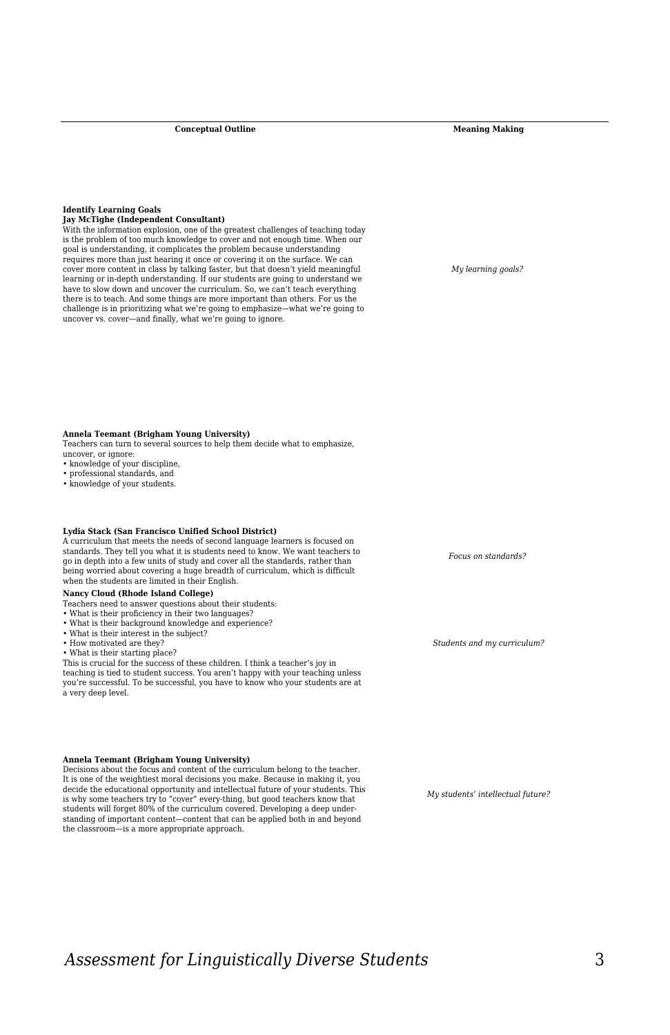| Conceptual Outline | Meaning Making |
| --- | --- |
| **Identify Learning Goals**<br>**Jay McTighe (Independent Consultant)**<br>With the information explosion, one of the greatest challenges of teaching today is the problem of too much knowledge to cover and not enough time. When our goal is understanding, it complicates the problem because understanding requires more than just hearing it once or covering it on the surface. We can cover more content in class by talking faster, but that doesn't yield meaningful learning or in-depth understanding. If our students are going to understand we have to slow down and uncover the curriculum. So, we can't teach everything there is to teach. And some things are more important than others. For us the challenge is in prioritizing what we're going to emphasize—what we're going to uncover vs. cover—and finally, what we're going to ignore. | *My learning goals?* |
| **Annela Teemant (Brigham Young University)**<br>Teachers can turn to several sources to help them decide what to emphasize, uncover, or ignore:<br>• knowledge of your discipline,<br>• professional standards, and<br>• knowledge of your students. | |
| **Lydia Stack (San Francisco Unified School District)**<br>A curriculum that meets the needs of second language learners is focused on standards. They tell you what it is students need to know. We want teachers to go in depth into a few units of study and cover all the standards, rather than being worried about covering a huge breadth of curriculum, which is difficult when the students are limited in their English. | *Focus on standards?* |
| **Nancy Cloud (Rhode Island College)**<br>Teachers need to answer questions about their students:<br>• What is their proficiency in their two languages?<br>• What is their background knowledge and experience?<br>• What is their interest in the subject?<br>• How motivated are they?<br>• What is their starting place?<br>This is crucial for the success of these children. I think a teacher's joy in teaching is tied to student success. You aren't happy with your teaching unless you're successful. To be successful, you have to know who your students are at a very deep level. | *Students and my curriculum?* |
| **Annela Teemant (Brigham Young University)**<br>Decisions about the focus and content of the curriculum belong to the teacher. It is one of the weightiest moral decisions you make. Because in making it, you decide the educational opportunity and intellectual future of your students. This is why some teachers try to "cover" every-thing, but good teachers know that students will forget 80% of the curriculum covered. Developing a deep understanding of important content—content that can be applied both in and beyond the classroom—is a more appropriate approach. | *My students' intellectual future?* |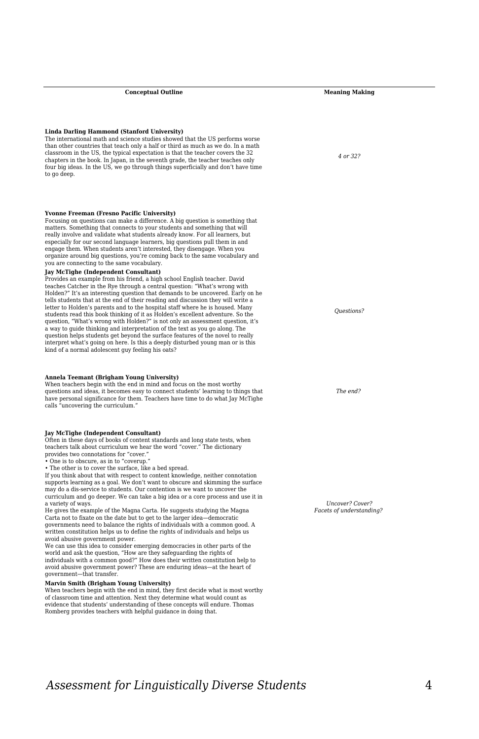| Conceptual Outline | Meaning Making |
|---|---|
| **Linda Darling Hammond (Stanford University)** The international math and science studies showed that the US performs worse than other countries that teach only a half or third as much as we do. In a math classroom in the US, the typical expectation is that the teacher covers the 32 chapters in the book. In Japan, in the seventh grade, the teacher teaches only four big ideas. In the US, we go through things superficially and don't have time to go deep. | *4 or 32?* |
| **Yvonne Freeman (Fresno Pacific University)** Focusing on questions can make a difference. A big question is something that matters. Something that connects to your students and something that will really involve and validate what students already know. For all learners, but especially for our second language learners, big questions pull them in and engage them. When students aren't interested, they disengage. When you organize around big questions, you're coming back to the same vocabulary and you are connecting to the same vocabulary.<br>**Jay McTighe (Independent Consultant)** Provides an example from his friend, a high school English teacher. David teaches Catcher in the Rye through a central question: "What's wrong with Holden?" It's an interesting question that demands to be uncovered. Early on he tells students that at the end of their reading and discussion they will write a letter to Holden's parents and to the hospital staff where he is housed. Many students read this book thinking of it as Holden's excellent adventure. So the question, "What's wrong with Holden?" is not only an assessment question, it's a way to guide thinking and interpretation of the text as you go along. The question helps students get beyond the surface features of the novel to really interpret what's going on here. Is this a deeply disturbed young man or is this kind of a normal adolescent guy feeling his oats? | *Questions?* |
| **Annela Teemant (Brigham Young University)** When teachers begin with the end in mind and focus on the most worthy questions and ideas, it becomes easy to connect students' learning to things that have personal significance for them. Teachers have time to do what Jay McTighe calls "uncovering the curriculum." | *The end?* |
| **Jay McTighe (Independent Consultant)** Often in these days of books of content standards and long state tests, when teachers talk about curriculum we hear the word "cover." The dictionary provides two connotations for "cover."<br>• One is to obscure, as in to "coverup."<br>• The other is to cover the surface, like a bed spread.<br>If you think about that with respect to content knowledge, neither connotation supports learning as a goal. We don't want to obscure and skimming the surface may do a dis-service to students. Our contention is we want to uncover the curriculum and go deeper. We can take a big idea or a core process and use it in a variety of ways.<br>He gives the example of the Magna Carta. He suggests studying the Magna Carta not to fixate on the date but to get to the larger idea—democratic governments need to balance the rights of individuals with a common good. A written constitution helps us to define the rights of individuals and helps us avoid abusive government power.<br>We can use this idea to consider emerging democracies in other parts of the world and ask the question, "How are they safeguarding the rights of individuals with a common good?" How does their written constitution help to avoid abusive government power? These are enduring ideas—at the heart of government—that transfer.<br>**Marvin Smith (Brigham Young University)** When teachers begin with the end in mind, they first decide what is most worthy of classroom time and attention. Next they determine what would count as evidence that students' understanding of these concepts will endure. Thomas Romberg provides teachers with helpful guidance in doing that. | *Uncover? Cover?*<br>*Facets of understanding?* |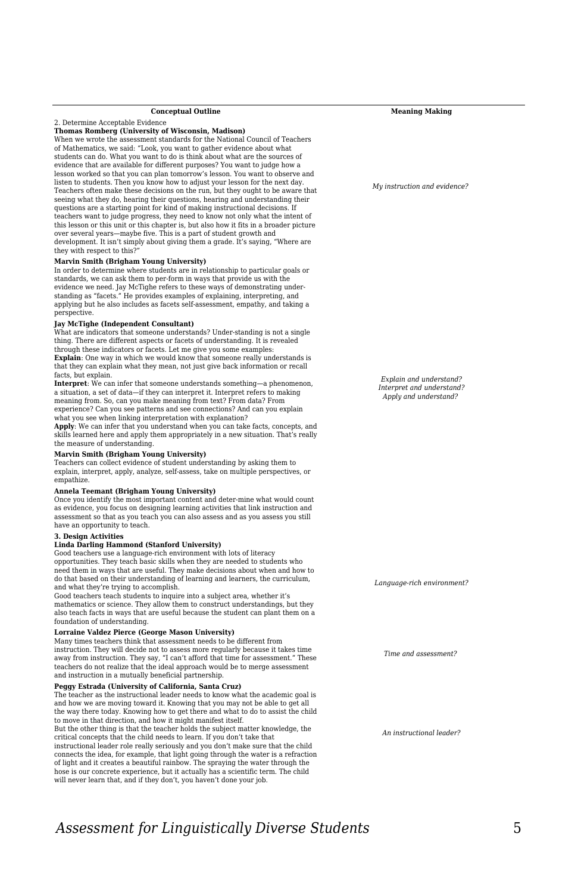| Conceptual Outline | Meaning Making |
| --- | --- |
| 2. Determine Acceptable Evidence<br>**Thomas Romberg (University of Wisconsin, Madison)**<br>When we wrote the assessment standards for the National Council of Teachers of Mathematics, we said: "Look, you want to gather evidence about what students can do. What you want to do is think about what are the sources of evidence that are available for different purposes? You want to judge how a lesson worked so that you can plan tomorrow's lesson. You want to observe and listen to students. Then you know how to adjust your lesson for the next day. Teachers often make these decisions on the run, but they ought to be aware that seeing what they do, hearing their questions, hearing and understanding their questions are a starting point for kind of making instructional decisions. If teachers want to judge progress, they need to know not only what the intent of this lesson or this unit or this chapter is, but also how it fits in a broader picture over several years—maybe five. This is a part of student growth and development. It isn't simply about giving them a grade. It's saying, "Where are they with respect to this?" | *My instruction and evidence?* |
| **Marvin Smith (Brigham Young University)**<br>In order to determine where students are in relationship to particular goals or standards, we can ask them to per-form in ways that provide us with the evidence we need. Jay McTighe refers to these ways of demonstrating under-standing as "facets." He provides examples of explaining, interpreting, and applying but he also includes as facets self-assessment, empathy, and taking a perspective. | |
| **Jay McTighe (Independent Consultant)**<br>What are indicators that someone understands? Under-standing is not a single thing. There are different aspects or facets of understanding. It is revealed through these indicators or facets. Let me give you some examples:<br>**Explain**: One way in which we would know that someone really understands is that they can explain what they mean, not just give back information or recall facts, but explain.<br>**Interpret**: We can infer that someone understands something—a phenomenon, a situation, a set of data—if they can interpret it. Interpret refers to making meaning from. So, can you make meaning from text? From data? From experience? Can you see patterns and see connections? And can you explain what you see when linking interpretation with explanation?<br>**Apply**: We can infer that you understand when you can take facts, concepts, and skills learned here and apply them appropriately in a new situation. That's really the measure of understanding. | *Explain and understand?*<br>*Interpret and understand?*<br>*Apply and understand?* |
| **Marvin Smith (Brigham Young University)**<br>Teachers can collect evidence of student understanding by asking them to explain, interpret, apply, analyze, self-assess, take on multiple perspectives, or empathize. | |
| **Annela Teemant (Brigham Young University)**<br>Once you identify the most important content and deter-mine what would count as evidence, you focus on designing learning activities that link instruction and assessment so that as you teach you can also assess and as you assess you still have an opportunity to teach. | |
| **3. Design Activities**<br>**Linda Darling Hammond (Stanford University)**<br>Good teachers use a language-rich environment with lots of literacy opportunities. They teach basic skills when they are needed to students who need them in ways that are useful. They make decisions about when and how to do that based on their understanding of learning and learners, the curriculum, and what they're trying to accomplish.<br>Good teachers teach students to inquire into a subject area, whether it's mathematics or science. They allow them to construct understandings, but they also teach facts in ways that are useful because the student can plant them on a foundation of understanding. | *Language-rich environment?* |
| **Lorraine Valdez Pierce (George Mason University)**<br>Many times teachers think that assessment needs to be different from instruction. They will decide not to assess more regularly because it takes time away from instruction. They say, "I can't afford that time for assessment." These teachers do not realize that the ideal approach would be to merge assessment and instruction in a mutually beneficial partnership. | *Time and assessment?* |
| **Peggy Estrada (University of California, Santa Cruz)**<br>The teacher as the instructional leader needs to know what the academic goal is and how we are moving toward it. Knowing that you may not be able to get all the way there today. Knowing how to get there and what to do to assist the child to move in that direction, and how it might manifest itself.<br>But the other thing is that the teacher holds the subject matter knowledge, the critical concepts that the child needs to learn. If you don't take that instructional leader role really seriously and you don't make sure that the child connects the idea, for example, that light going through the water is a refraction of light and it creates a beautiful rainbow. The spraying the water through the hose is our concrete experience, but it actually has a scientific term. The child will never learn that, and if they don't, you haven't done your job. | *An instructional leader?* |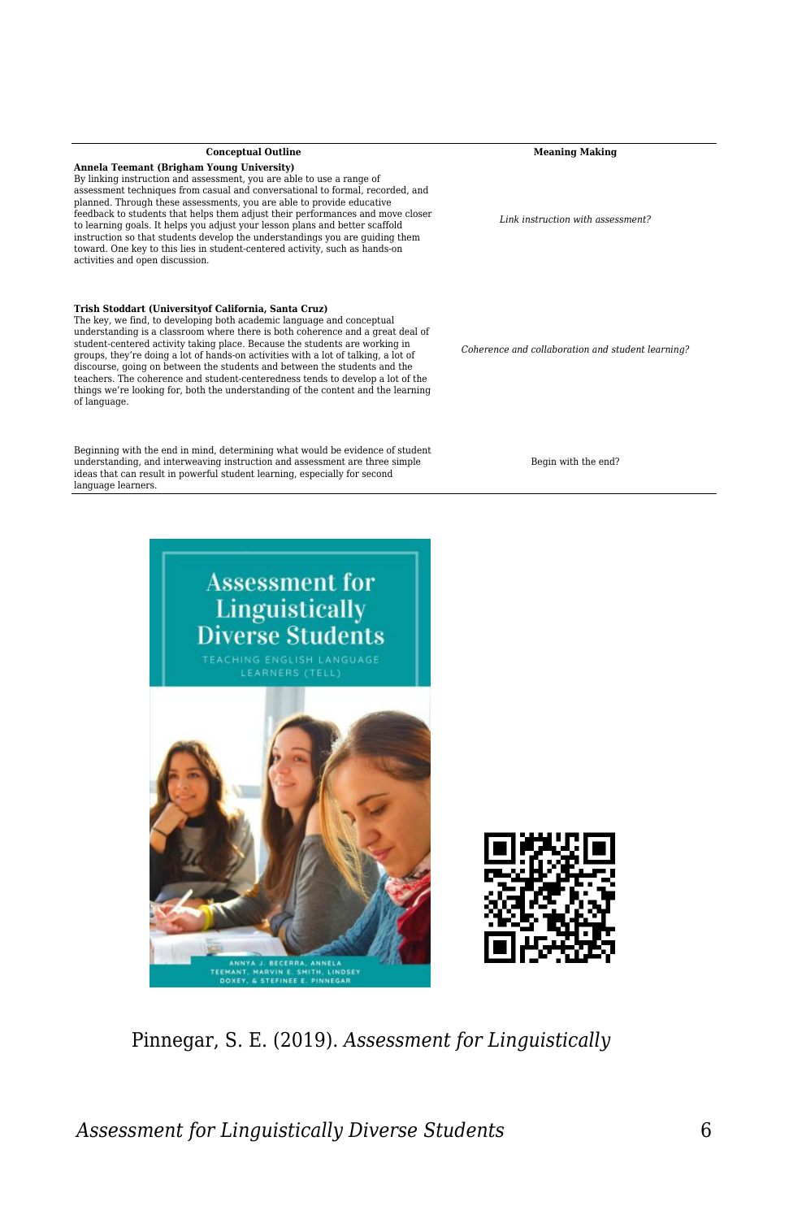| Conceptual Outline | Meaning Making |
|---|---|
| **Annela Teemant (Brigham Young University)** By linking instruction and assessment, you are able to use a range of assessment techniques from casual and conversational to formal, recorded, and planned. Through these assessments, you are able to provide educative feedback to students that helps them adjust their performances and move closer to learning goals. It helps you adjust your lesson plans and better scaffold instruction so that students develop the understandings you are guiding them toward. One key to this lies in student-centered activity, such as hands-on activities and open discussion. | *Link instruction with assessment?* |
| **Trish Stoddart (Universityof California, Santa Cruz)** The key, we find, to developing both academic language and conceptual understanding is a classroom where there is both coherence and a great deal of student-centered activity taking place. Because the students are working in groups, they're doing a lot of hands-on activities with a lot of talking, a lot of discourse, going on between the students and between the students and the teachers. The coherence and student-centeredness tends to develop a lot of the things we're looking for, both the understanding of the content and the learning of language. | *Coherence and collaboration and student learning?* |
| Beginning with the end in mind, determining what would be evidence of student understanding, and interweaving instruction and assessment are three simple ideas that can result in powerful student learning, especially for second language learners. | Begin with the end? |

Pinnegar, S. E. (2019). *Assessment for Linguistically*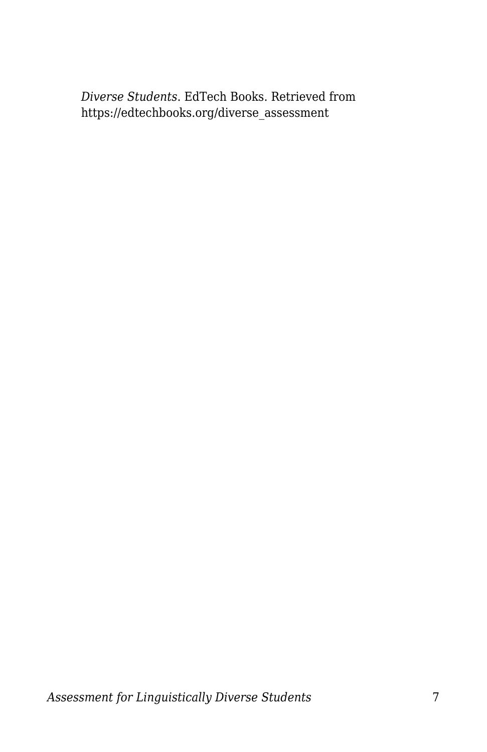*Diverse Students*. EdTech Books. Retrieved from https://edtechbooks.org/diverse_assessment